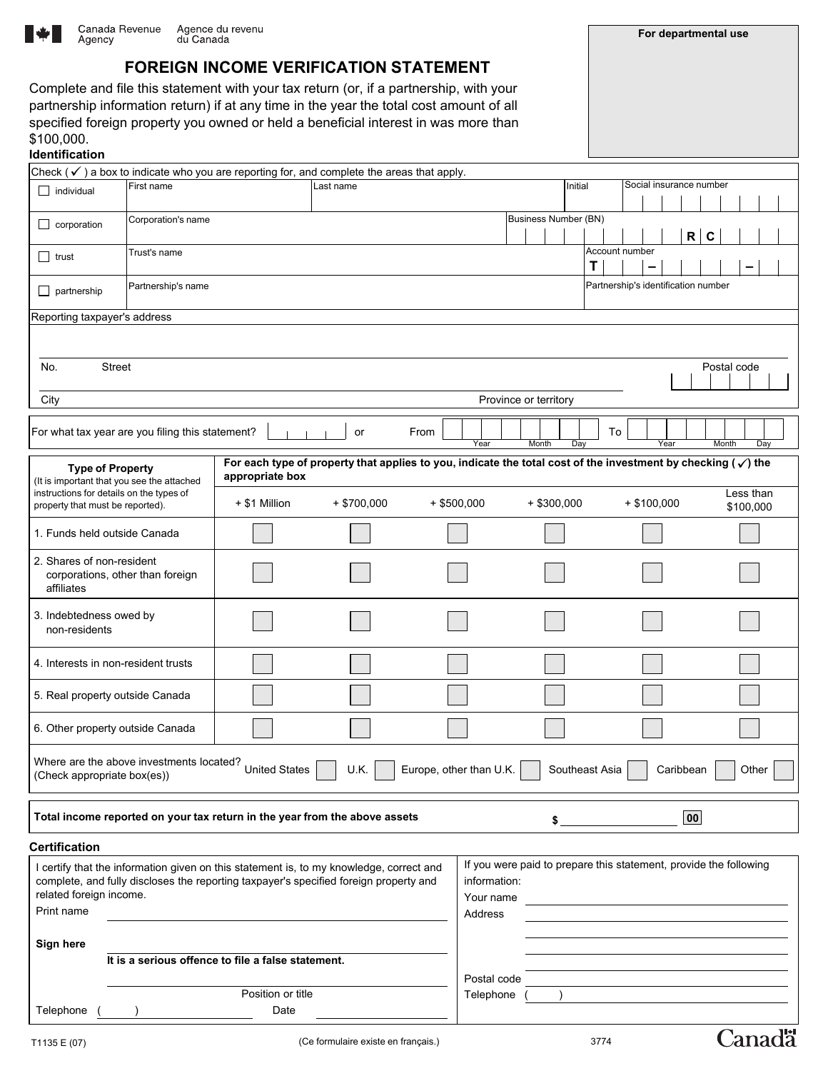Canada Revenue Agency / Agence du revenu du Canada

For departmental use

# FOREIGN INCOME VERIFICATION STATEMENT

Complete and file this statement with your tax return (or, if a partnership, with your partnership information return) if at any time in the year the total cost amount of all specified foreign property you owned or held a beneficial interest in was more than $100,000.

## Identification

Check (✓) a box to indicate who you are reporting for, and complete the areas that apply.

| | | | | |
|---|---|---|---|---|
| ☐ individual | First name | Last name | Initial | Social insurance number |
| ☐ corporation | Corporation's name | | | Business Number (BN) R C |
| ☐ trust | Trust's name | | | Account number T – – |
| ☐ partnership | Partnership's name | | | Partnership's identification number |

Reporting taxpayer's address

No. Street

City Province or territory Postal code

For what tax year are you filing this statement? ____ or From Year Month Day To Year Month Day

| Type of Property (It is important that you see the attached instructions for details on the types of property that must be reported). | For each type of property that applies to you, indicate the total cost of the investment by checking (✓) the appropriate box | | | | | |
|---|---|---|---|---|---|---|
| | + $1 Million | + $700,000 | + $500,000 | + $300,000 | + $100,000 | Less than $100,000 |
| 1. Funds held outside Canada | ☐ | ☐ | ☐ | ☐ | ☐ | ☐ |
| 2. Shares of non-resident corporations, other than foreign affiliates | ☐ | ☐ | ☐ | ☐ | ☐ | ☐ |
| 3. Indebtedness owed by non-residents | ☐ | ☐ | ☐ | ☐ | ☐ | ☐ |
| 4. Interests in non-resident trusts | ☐ | ☐ | ☐ | ☐ | ☐ | ☐ |
| 5. Real property outside Canada | ☐ | ☐ | ☐ | ☐ | ☐ | ☐ |
| 6. Other property outside Canada | ☐ | ☐ | ☐ | ☐ | ☐ | ☐ |

Where are the above investments located? (Check appropriate box(es)) United States ☐ U.K. ☐ Europe, other than U.K. ☐ Southeast Asia ☐ Caribbean ☐ Other ☐

**Total income reported on your tax return in the year from the above assets** $ ________ 00

## Certification

I certify that the information given on this statement is, to my knowledge, correct and complete, and fully discloses the reporting taxpayer's specified foreign property and related foreign income.

Print name ________

**Sign here** ________

**It is a serious offence to file a false statement.**

Position or title ________

Telephone ( ) ________ Date ________

If you were paid to prepare this statement, provide the following information:

Your name ________

Address ________

Postal code ________

Telephone ( ) ________

T1135 E (07) (Ce formulaire existe en français.) 3774 Canada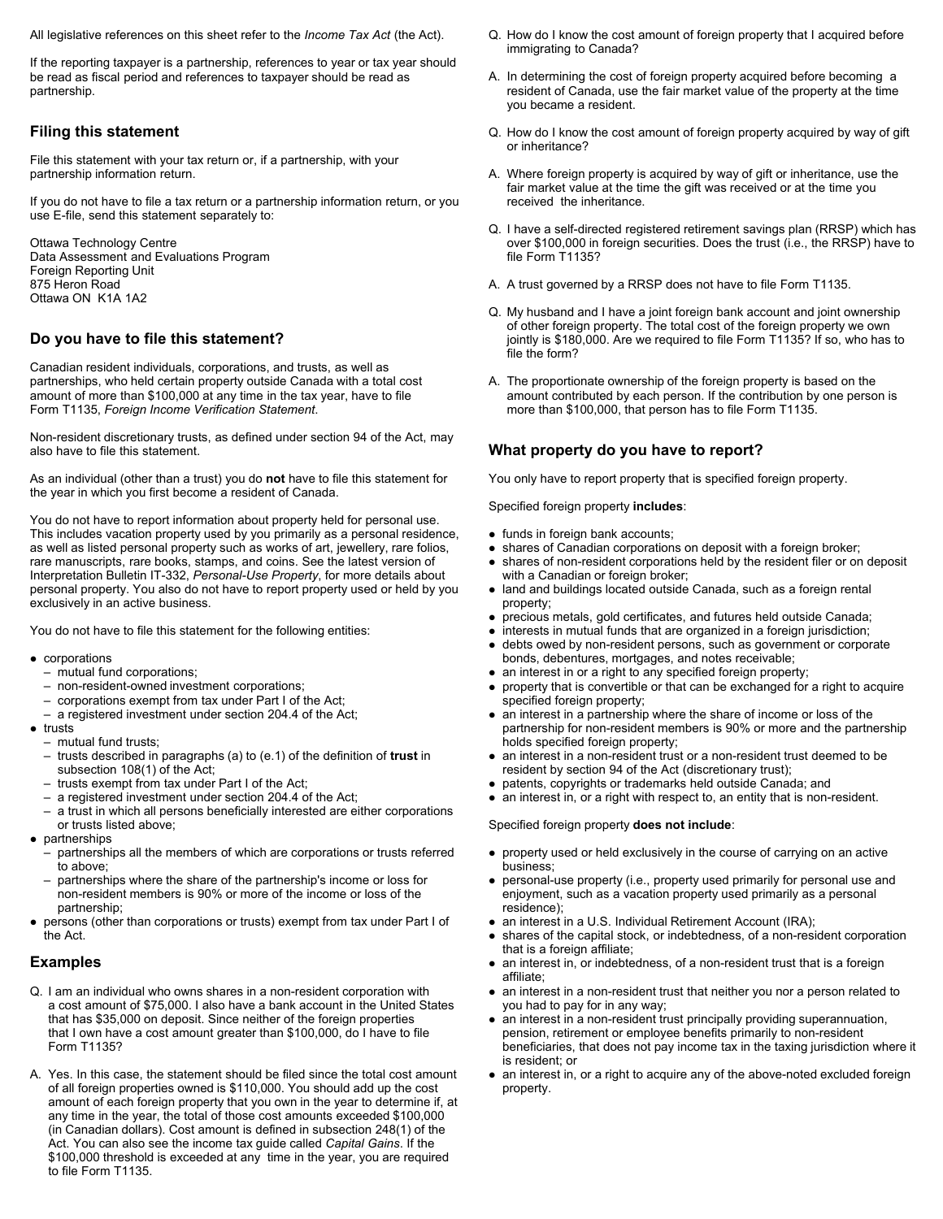All legislative references on this sheet refer to the *Income Tax Act* (the Act).

If the reporting taxpayer is a partnership, references to year or tax year should be read as fiscal period and references to taxpayer should be read as partnership.

## Filing this statement

File this statement with your tax return or, if a partnership, with your partnership information return.

If you do not have to file a tax return or a partnership information return, or you use E-file, send this statement separately to:

Ottawa Technology Centre
Data Assessment and Evaluations Program
Foreign Reporting Unit
875 Heron Road
Ottawa ON K1A 1A2

## Do you have to file this statement?

Canadian resident individuals, corporations, and trusts, as well as partnerships, who held certain property outside Canada with a total cost amount of more than $100,000 at any time in the tax year, have to file Form T1135, *Foreign Income Verification Statement*.

Non-resident discretionary trusts, as defined under section 94 of the Act, may also have to file this statement.

As an individual (other than a trust) you do **not** have to file this statement for the year in which you first become a resident of Canada.

You do not have to report information about property held for personal use. This includes vacation property used by you primarily as a personal residence, as well as listed personal property such as works of art, jewellery, rare folios, rare manuscripts, rare books, stamps, and coins. See the latest version of Interpretation Bulletin IT-332, *Personal-Use Property*, for more details about personal property. You also do not have to report property used or held by you exclusively in an active business.

You do not have to file this statement for the following entities:

- corporations
  - mutual fund corporations;
  - non-resident-owned investment corporations;
  - corporations exempt from tax under Part I of the Act;
  - a registered investment under section 204.4 of the Act;
- trusts
  - mutual fund trusts;
  - trusts described in paragraphs (a) to (e.1) of the definition of **trust** in subsection 108(1) of the Act;
  - trusts exempt from tax under Part I of the Act;
  - a registered investment under section 204.4 of the Act;
  - a trust in which all persons beneficially interested are either corporations or trusts listed above;
- partnerships
  - partnerships all the members of which are corporations or trusts referred to above;
  - partnerships where the share of the partnership's income or loss for non-resident members is 90% or more of the income or loss of the partnership;
- persons (other than corporations or trusts) exempt from tax under Part I of the Act.

## Examples

Q. I am an individual who owns shares in a non-resident corporation with a cost amount of $75,000. I also have a bank account in the United States that has $35,000 on deposit. Since neither of the foreign properties that I own have a cost amount greater than $100,000, do I have to file Form T1135?

A. Yes. In this case, the statement should be filed since the total cost amount of all foreign properties owned is $110,000. You should add up the cost amount of each foreign property that you own in the year to determine if, at any time in the year, the total of those cost amounts exceeded $100,000 (in Canadian dollars). Cost amount is defined in subsection 248(1) of the Act. You can also see the income tax guide called *Capital Gains*. If the $100,000 threshold is exceeded at any time in the year, you are required to file Form T1135.

Q. How do I know the cost amount of foreign property that I acquired before immigrating to Canada?

A. In determining the cost of foreign property acquired before becoming a resident of Canada, use the fair market value of the property at the time you became a resident.

Q. How do I know the cost amount of foreign property acquired by way of gift or inheritance?

A. Where foreign property is acquired by way of gift or inheritance, use the fair market value at the time the gift was received or at the time you received the inheritance.

Q. I have a self-directed registered retirement savings plan (RRSP) which has over $100,000 in foreign securities. Does the trust (i.e., the RRSP) have to file Form T1135?

A. A trust governed by a RRSP does not have to file Form T1135.

Q. My husband and I have a joint foreign bank account and joint ownership of other foreign property. The total cost of the foreign property we own jointly is $180,000. Are we required to file Form T1135? If so, who has to file the form?

A. The proportionate ownership of the foreign property is based on the amount contributed by each person. If the contribution by one person is more than $100,000, that person has to file Form T1135.

## What property do you have to report?

You only have to report property that is specified foreign property.

Specified foreign property **includes**:

- funds in foreign bank accounts;
- shares of Canadian corporations on deposit with a foreign broker;
- shares of non-resident corporations held by the resident filer or on deposit with a Canadian or foreign broker;
- land and buildings located outside Canada, such as a foreign rental property;
- precious metals, gold certificates, and futures held outside Canada;
- interests in mutual funds that are organized in a foreign jurisdiction;
- debts owed by non-resident persons, such as government or corporate bonds, debentures, mortgages, and notes receivable;
- an interest in or a right to any specified foreign property;
- property that is convertible or that can be exchanged for a right to acquire specified foreign property;
- an interest in a partnership where the share of income or loss of the partnership for non-resident members is 90% or more and the partnership holds specified foreign property;
- an interest in a non-resident trust or a non-resident trust deemed to be resident by section 94 of the Act (discretionary trust);
- patents, copyrights or trademarks held outside Canada; and
- an interest in, or a right with respect to, an entity that is non-resident.

Specified foreign property **does not include**:

- property used or held exclusively in the course of carrying on an active business;
- personal-use property (i.e., property used primarily for personal use and enjoyment, such as a vacation property used primarily as a personal residence);
- an interest in a U.S. Individual Retirement Account (IRA);
- shares of the capital stock, or indebtedness, of a non-resident corporation that is a foreign affiliate;
- an interest in, or indebtedness, of a non-resident trust that is a foreign affiliate;
- an interest in a non-resident trust that neither you nor a person related to you had to pay for in any way;
- an interest in a non-resident trust principally providing superannuation, pension, retirement or employee benefits primarily to non-resident beneficiaries, that does not pay income tax in the taxing jurisdiction where it is resident; or
- an interest in, or a right to acquire any of the above-noted excluded foreign property.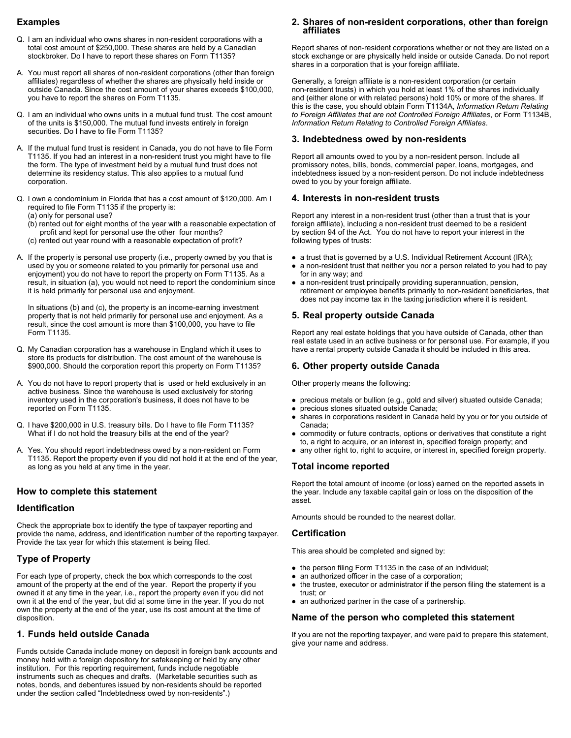## Examples

Q. I am an individual who owns shares in non-resident corporations with a total cost amount of $250,000. These shares are held by a Canadian stockbroker. Do I have to report these shares on Form T1135?

A. You must report all shares of non-resident corporations (other than foreign affiliates) regardless of whether the shares are physically held inside or outside Canada. Since the cost amount of your shares exceeds $100,000, you have to report the shares on Form T1135.

Q. I am an individual who owns units in a mutual fund trust. The cost amount of the units is $150,000. The mutual fund invests entirely in foreign securities. Do I have to file Form T1135?

A. If the mutual fund trust is resident in Canada, you do not have to file Form T1135. If you had an interest in a non-resident trust you might have to file the form. The type of investment held by a mutual fund trust does not determine its residency status. This also applies to a mutual fund corporation.

Q. I own a condominium in Florida that has a cost amount of $120,000. Am I required to file Form T1135 if the property is:
(a) only for personal use?
(b) rented out for eight months of the year with a reasonable expectation of profit and kept for personal use the other four months?
(c) rented out year round with a reasonable expectation of profit?

A. If the property is personal use property (i.e., property owned by you that is used by you or someone related to you primarily for personal use and enjoyment) you do not have to report the property on Form T1135. As a result, in situation (a), you would not need to report the condominium since it is held primarily for personal use and enjoyment.

In situations (b) and (c), the property is an income-earning investment property that is not held primarily for personal use and enjoyment. As a result, since the cost amount is more than $100,000, you have to file Form T1135.

Q. My Canadian corporation has a warehouse in England which it uses to store its products for distribution. The cost amount of the warehouse is $900,000. Should the corporation report this property on Form T1135?

A. You do not have to report property that is used or held exclusively in an active business. Since the warehouse is used exclusively for storing inventory used in the corporation's business, it does not have to be reported on Form T1135.

Q. I have $200,000 in U.S. treasury bills. Do I have to file Form T1135? What if I do not hold the treasury bills at the end of the year?

A. Yes. You should report indebtedness owed by a non-resident on Form T1135. Report the property even if you did not hold it at the end of the year, as long as you held at any time in the year.

## How to complete this statement

### Identification

Check the appropriate box to identify the type of taxpayer reporting and provide the name, address, and identification number of the reporting taxpayer. Provide the tax year for which this statement is being filed.

### Type of Property

For each type of property, check the box which corresponds to the cost amount of the property at the end of the year. Report the property if you owned it at any time in the year, i.e., report the property even if you did not own it at the end of the year, but did at some time in the year. If you do not own the property at the end of the year, use its cost amount at the time of disposition.

### 1. Funds held outside Canada

Funds outside Canada include money on deposit in foreign bank accounts and money held with a foreign depository for safekeeping or held by any other institution. For this reporting requirement, funds include negotiable instruments such as cheques and drafts. (Marketable securities such as notes, bonds, and debentures issued by non-residents should be reported under the section called "Indebtedness owed by non-residents".)

### 2. Shares of non-resident corporations, other than foreign affiliates

Report shares of non-resident corporations whether or not they are listed on a stock exchange or are physically held inside or outside Canada. Do not report shares in a corporation that is your foreign affiliate.

Generally, a foreign affiliate is a non-resident corporation (or certain non-resident trusts) in which you hold at least 1% of the shares individually and (either alone or with related persons) hold 10% or more of the shares. If this is the case, you should obtain Form T1134A, *Information Return Relating to Foreign Affiliates that are not Controlled Foreign Affiliates*, or Form T1134B, *Information Return Relating to Controlled Foreign Affiliates*.

### 3. Indebtedness owed by non-residents

Report all amounts owed to you by a non-resident person. Include all promissory notes, bills, bonds, commercial paper, loans, mortgages, and indebtedness issued by a non-resident person. Do not include indebtedness owed to you by your foreign affiliate.

### 4. Interests in non-resident trusts

Report any interest in a non-resident trust (other than a trust that is your foreign affiliate), including a non-resident trust deemed to be a resident by section 94 of the Act. You do not have to report your interest in the following types of trusts:

- a trust that is governed by a U.S. Individual Retirement Account (IRA);
- a non-resident trust that neither you nor a person related to you had to pay for in any way; and
- a non-resident trust principally providing superannuation, pension, retirement or employee benefits primarily to non-resident beneficiaries, that does not pay income tax in the taxing jurisdiction where it is resident.

### 5. Real property outside Canada

Report any real estate holdings that you have outside of Canada, other than real estate used in an active business or for personal use. For example, if you have a rental property outside Canada it should be included in this area.

### 6. Other property outside Canada

Other property means the following:

- precious metals or bullion (e.g., gold and silver) situated outside Canada;
- precious stones situated outside Canada;
- shares in corporations resident in Canada held by you or for you outside of Canada;
- commodity or future contracts, options or derivatives that constitute a right to, a right to acquire, or an interest in, specified foreign property; and
- any other right to, right to acquire, or interest in, specified foreign property.

### Total income reported

Report the total amount of income (or loss) earned on the reported assets in the year. Include any taxable capital gain or loss on the disposition of the asset.

Amounts should be rounded to the nearest dollar.

### Certification

This area should be completed and signed by:

- the person filing Form T1135 in the case of an individual;
- an authorized officer in the case of a corporation;
- the trustee, executor or administrator if the person filing the statement is a trust; or
- an authorized partner in the case of a partnership.

### Name of the person who completed this statement

If you are not the reporting taxpayer, and were paid to prepare this statement, give your name and address.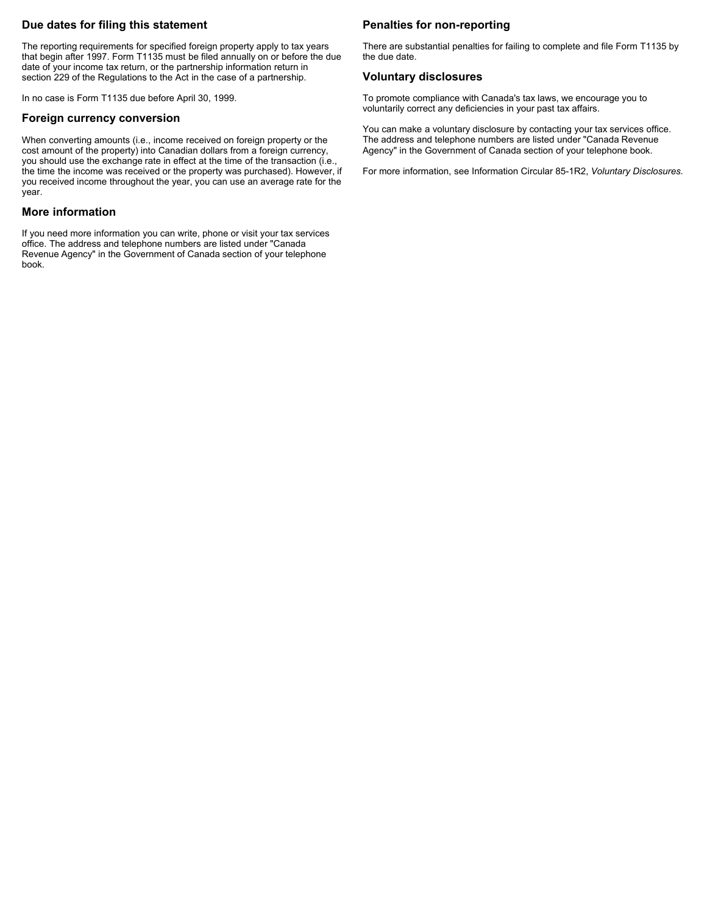## Due dates for filing this statement

The reporting requirements for specified foreign property apply to tax years that begin after 1997. Form T1135 must be filed annually on or before the due date of your income tax return, or the partnership information return in section 229 of the Regulations to the Act in the case of a partnership.

In no case is Form T1135 due before April 30, 1999.

## Foreign currency conversion

When converting amounts (i.e., income received on foreign property or the cost amount of the property) into Canadian dollars from a foreign currency, you should use the exchange rate in effect at the time of the transaction (i.e., the time the income was received or the property was purchased). However, if you received income throughout the year, you can use an average rate for the year.

## More information

If you need more information you can write, phone or visit your tax services office. The address and telephone numbers are listed under "Canada Revenue Agency" in the Government of Canada section of your telephone book.

## Penalties for non-reporting

There are substantial penalties for failing to complete and file Form T1135 by the due date.

## Voluntary disclosures

To promote compliance with Canada's tax laws, we encourage you to voluntarily correct any deficiencies in your past tax affairs.

You can make a voluntary disclosure by contacting your tax services office. The address and telephone numbers are listed under "Canada Revenue Agency" in the Government of Canada section of your telephone book.

For more information, see Information Circular 85-1R2, *Voluntary Disclosures.*